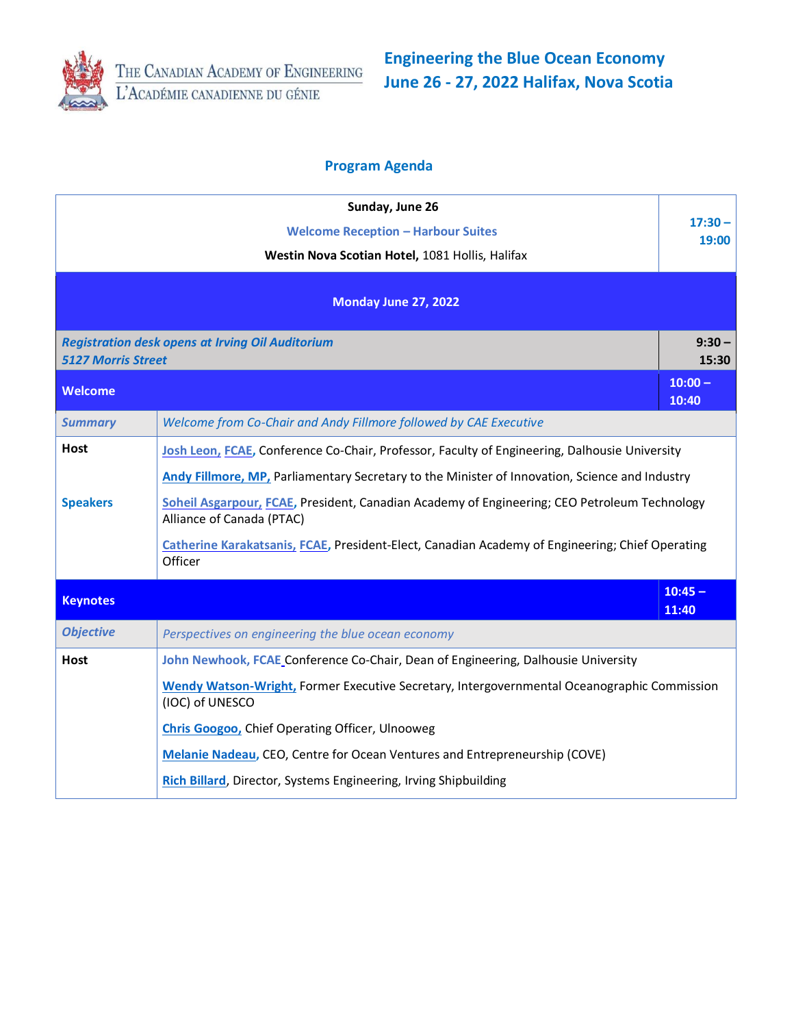The Canadian Academy of Engineering
L'Académie canadienne du génie

# Engineering the Blue Ocean Economy
# June 26 - 27, 2022 Halifax, Nova Scotia

## Program Agenda

| | | |
|---|---|---|
| **Sunday, June 26**<br>**Welcome Reception – Harbour Suites**<br>**Westin Nova Scotian Hotel,** 1081 Hollis, Halifax | | **17:30 – 19:00** |
| **Monday June 27, 2022** | | |
| ***Registration desk opens at Irving Oil Auditorium***<br>***5127 Morris Street*** | | **9:30 – 15:30** |
| **Welcome** | | **10:00 – 10:40** |
| ***Summary*** | *Welcome from Co-Chair and Andy Fillmore followed by CAE Executive* | |
| **Host** | **Josh Leon, FCAE,** Conference Co-Chair, Professor, Faculty of Engineering, Dalhousie University | |
| **Speakers** | **Andy Fillmore, MP,** Parliamentary Secretary to the Minister of Innovation, Science and Industry<br>**Soheil Asgarpour, FCAE,** President, Canadian Academy of Engineering; CEO Petroleum Technology Alliance of Canada (PTAC)<br>**Catherine Karakatsanis, FCAE,** President-Elect, Canadian Academy of Engineering; Chief Operating Officer | |
| **Keynotes** | | **10:45 – 11:40** |
| ***Objective*** | *Perspectives on engineering the blue ocean economy* | |
| **Host** | **John Newhook, FCAE** Conference Co-Chair, Dean of Engineering, Dalhousie University<br>**Wendy Watson-Wright,** Former Executive Secretary, Intergovernmental Oceanographic Commission (IOC) of UNESCO<br>**Chris Googoo,** Chief Operating Officer, Ulnooweg<br>**Melanie Nadeau,** CEO, Centre for Ocean Ventures and Entrepreneurship (COVE)<br>**Rich Billard,** Director, Systems Engineering, Irving Shipbuilding | |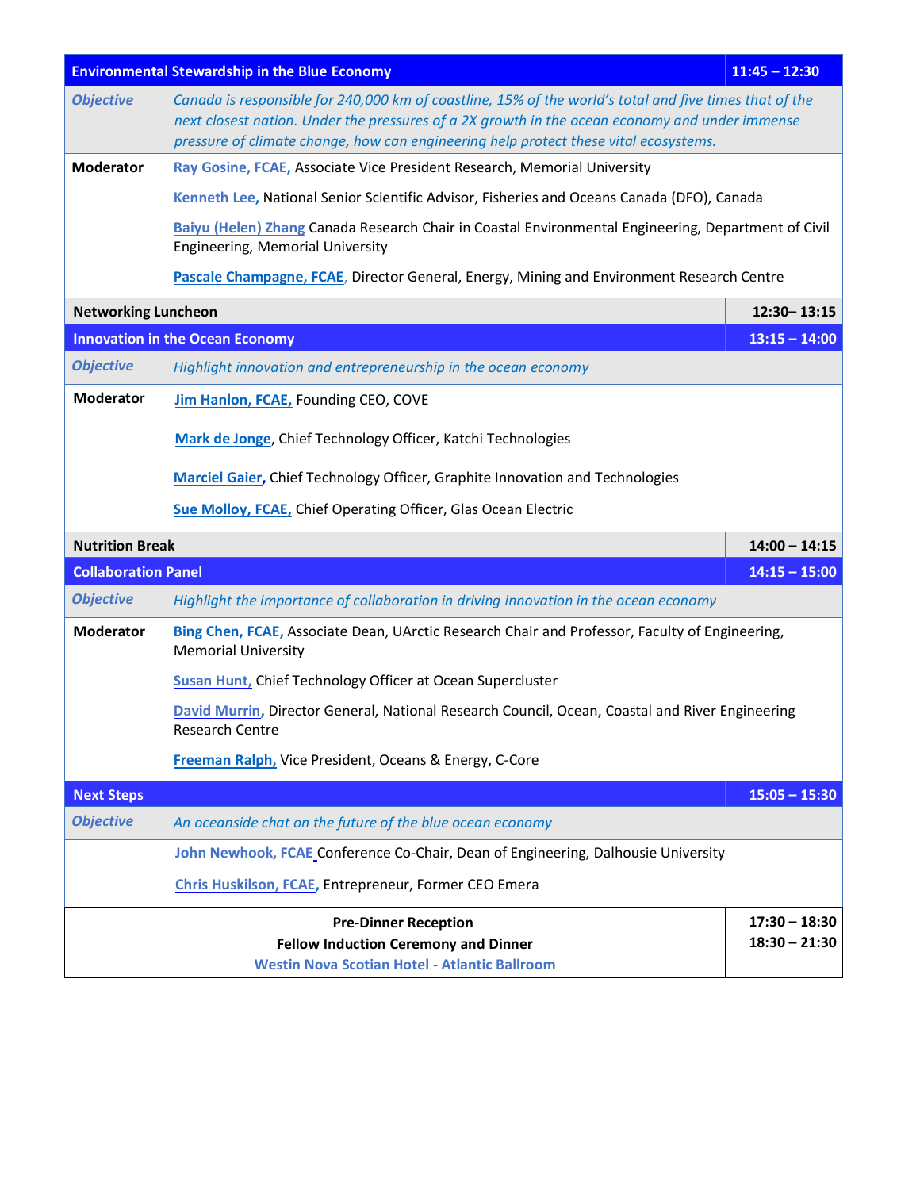| | | |
|---|---|---|
| **Environmental Stewardship in the Blue Economy** | | **11:45 – 12:30** |
| ***Objective*** | *Canada is responsible for 240,000 km of coastline, 15% of the world's total and five times that of the next closest nation. Under the pressures of a 2X growth in the ocean economy and under immense pressure of climate change, how can engineering help protect these vital ecosystems.* | |
| **Moderator** | Ray Gosine, FCAE, Associate Vice President Research, Memorial University<br><br>Kenneth Lee, National Senior Scientific Advisor, Fisheries and Oceans Canada (DFO), Canada<br><br>Baiyu (Helen) Zhang Canada Research Chair in Coastal Environmental Engineering, Department of Civil Engineering, Memorial University<br><br>Pascale Champagne, FCAE, Director General, Energy, Mining and Environment Research Centre | |
| **Networking Luncheon** | | **12:30– 13:15** |
| **Innovation in the Ocean Economy** | | **13:15 – 14:00** |
| ***Objective*** | *Highlight innovation and entrepreneurship in the ocean economy* | |
| **Moderator** | Jim Hanlon, FCAE, Founding CEO, COVE<br><br>Mark de Jonge, Chief Technology Officer, Katchi Technologies<br><br>Marciel Gaier, Chief Technology Officer, Graphite Innovation and Technologies<br><br>Sue Molloy, FCAE, Chief Operating Officer, Glas Ocean Electric | |
| **Nutrition Break** | | **14:00 – 14:15** |
| **Collaboration Panel** | | **14:15 – 15:00** |
| ***Objective*** | *Highlight the importance of collaboration in driving innovation in the ocean economy* | |
| **Moderator** | Bing Chen, FCAE, Associate Dean, UArctic Research Chair and Professor, Faculty of Engineering, Memorial University<br><br>Susan Hunt, Chief Technology Officer at Ocean Supercluster<br><br>David Murrin, Director General, National Research Council, Ocean, Coastal and River Engineering Research Centre<br><br>Freeman Ralph, Vice President, Oceans & Energy, C-Core | |
| **Next Steps** | | **15:05 – 15:30** |
| ***Objective*** | *An oceanside chat on the future of the blue ocean economy* | |
| | John Newhook, FCAE Conference Co-Chair, Dean of Engineering, Dalhousie University<br><br>Chris Huskilson, FCAE, Entrepreneur, Former CEO Emera | |
| **Pre-Dinner Reception**<br>**Fellow Induction Ceremony and Dinner**<br>**Westin Nova Scotian Hotel - Atlantic Ballroom** | | **17:30 – 18:30**<br>**18:30 – 21:30** |